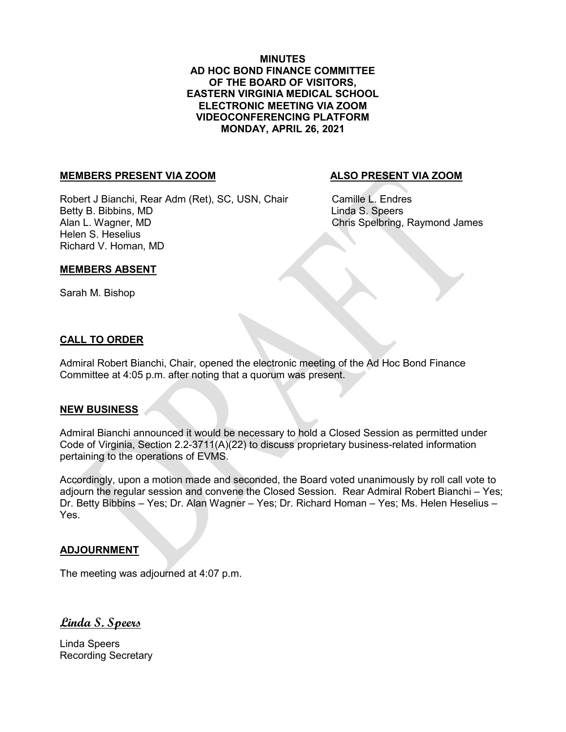**MINUTES**
**AD HOC BOND FINANCE COMMITTEE**
**OF THE BOARD OF VISITORS,**
**EASTERN VIRGINIA MEDICAL SCHOOL**
**ELECTRONIC MEETING VIA ZOOM**
**VIDEOCONFERENCING PLATFORM**
**MONDAY, APRIL 26, 2021**

**MEMBERS PRESENT VIA ZOOM**

Robert J Bianchi, Rear Adm (Ret), SC, USN, Chair
Betty B. Bibbins, MD
Alan L. Wagner, MD
Helen S. Heselius
Richard V. Homan, MD

**ALSO PRESENT VIA ZOOM**

Camille L. Endres
Linda S. Speers
Chris Spelbring, Raymond James

**MEMBERS ABSENT**

Sarah M. Bishop

## CALL TO ORDER

Admiral Robert Bianchi, Chair, opened the electronic meeting of the Ad Hoc Bond Finance Committee at 4:05 p.m. after noting that a quorum was present.

## NEW BUSINESS

Admiral Bianchi announced it would be necessary to hold a Closed Session as permitted under Code of Virginia, Section 2.2-3711(A)(22) to discuss proprietary business-related information pertaining to the operations of EVMS.

Accordingly, upon a motion made and seconded, the Board voted unanimously by roll call vote to adjourn the regular session and convene the Closed Session. Rear Admiral Robert Bianchi – Yes; Dr. Betty Bibbins – Yes; Dr. Alan Wagner – Yes; Dr. Richard Homan – Yes; Ms. Helen Heselius – Yes.

## ADJOURNMENT

The meeting was adjourned at 4:07 p.m.

*Linda S. Speers*

Linda Speers
Recording Secretary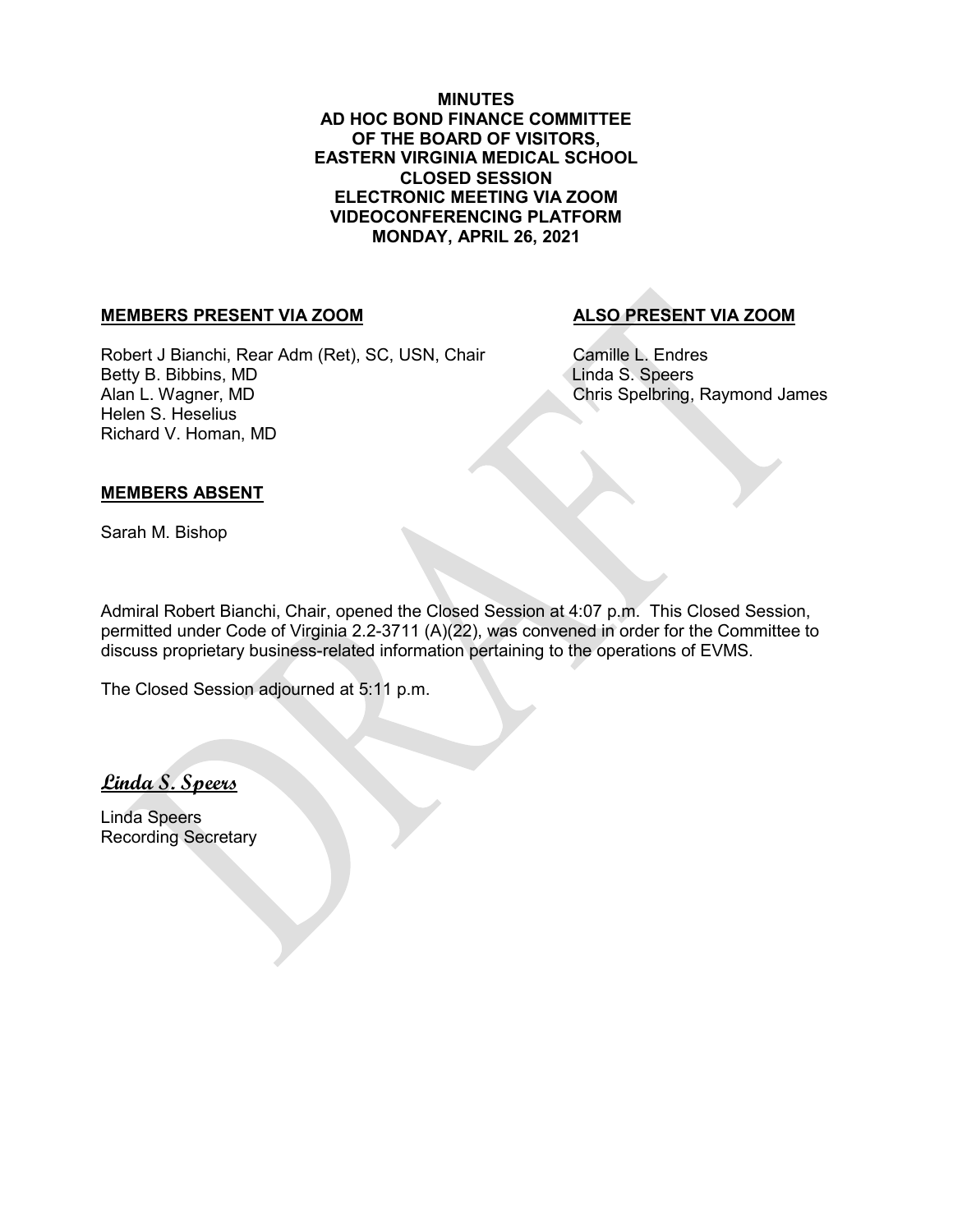**MINUTES**
**AD HOC BOND FINANCE COMMITTEE**
**OF THE BOARD OF VISITORS,**
**EASTERN VIRGINIA MEDICAL SCHOOL**
**CLOSED SESSION**
**ELECTRONIC MEETING VIA ZOOM**
**VIDEOCONFERENCING PLATFORM**
**MONDAY, APRIL 26, 2021**

**MEMBERS PRESENT VIA ZOOM**

Robert J Bianchi, Rear Adm (Ret), SC, USN, Chair
Betty B. Bibbins, MD
Alan L. Wagner, MD
Helen S. Heselius
Richard V. Homan, MD

**ALSO PRESENT VIA ZOOM**

Camille L. Endres
Linda S. Speers
Chris Spelbring, Raymond James

**MEMBERS ABSENT**

Sarah M. Bishop

Admiral Robert Bianchi, Chair, opened the Closed Session at 4:07 p.m. This Closed Session, permitted under Code of Virginia 2.2-3711 (A)(22), was convened in order for the Committee to discuss proprietary business-related information pertaining to the operations of EVMS.

The Closed Session adjourned at 5:11 p.m.

*Linda S. Speers*

Linda Speers
Recording Secretary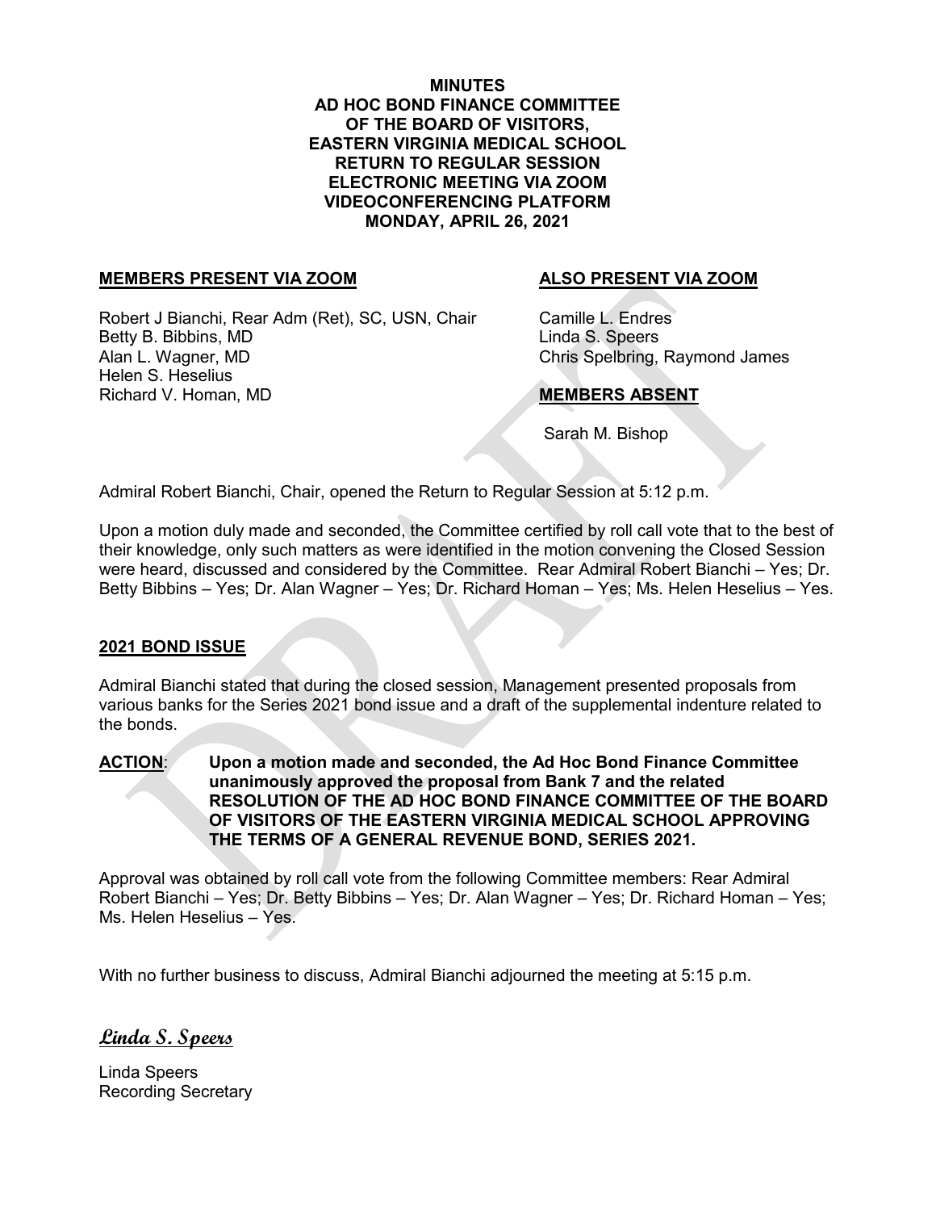**MINUTES**
**AD HOC BOND FINANCE COMMITTEE**
**OF THE BOARD OF VISITORS,**
**EASTERN VIRGINIA MEDICAL SCHOOL**
**RETURN TO REGULAR SESSION**
**ELECTRONIC MEETING VIA ZOOM**
**VIDEOCONFERENCING PLATFORM**
**MONDAY, APRIL 26, 2021**

**MEMBERS PRESENT VIA ZOOM**

Robert J Bianchi, Rear Adm (Ret), SC, USN, Chair
Betty B. Bibbins, MD
Alan L. Wagner, MD
Helen S. Heselius
Richard V. Homan, MD

**ALSO PRESENT VIA ZOOM**

Camille L. Endres
Linda S. Speers
Chris Spelbring, Raymond James

**MEMBERS ABSENT**

Sarah M. Bishop

Admiral Robert Bianchi, Chair, opened the Return to Regular Session at 5:12 p.m.

Upon a motion duly made and seconded, the Committee certified by roll call vote that to the best of their knowledge, only such matters as were identified in the motion convening the Closed Session were heard, discussed and considered by the Committee. Rear Admiral Robert Bianchi – Yes; Dr. Betty Bibbins – Yes; Dr. Alan Wagner – Yes; Dr. Richard Homan – Yes; Ms. Helen Heselius – Yes.

**2021 BOND ISSUE**

Admiral Bianchi stated that during the closed session, Management presented proposals from various banks for the Series 2021 bond issue and a draft of the supplemental indenture related to the bonds.

**ACTION**: **Upon a motion made and seconded, the Ad Hoc Bond Finance Committee unanimously approved the proposal from Bank 7 and the related RESOLUTION OF THE AD HOC BOND FINANCE COMMITTEE OF THE BOARD OF VISITORS OF THE EASTERN VIRGINIA MEDICAL SCHOOL APPROVING THE TERMS OF A GENERAL REVENUE BOND, SERIES 2021.**

Approval was obtained by roll call vote from the following Committee members: Rear Admiral Robert Bianchi – Yes; Dr. Betty Bibbins – Yes; Dr. Alan Wagner – Yes; Dr. Richard Homan – Yes; Ms. Helen Heselius – Yes.

With no further business to discuss, Admiral Bianchi adjourned the meeting at 5:15 p.m.

***Linda S. Speers***

Linda Speers
Recording Secretary